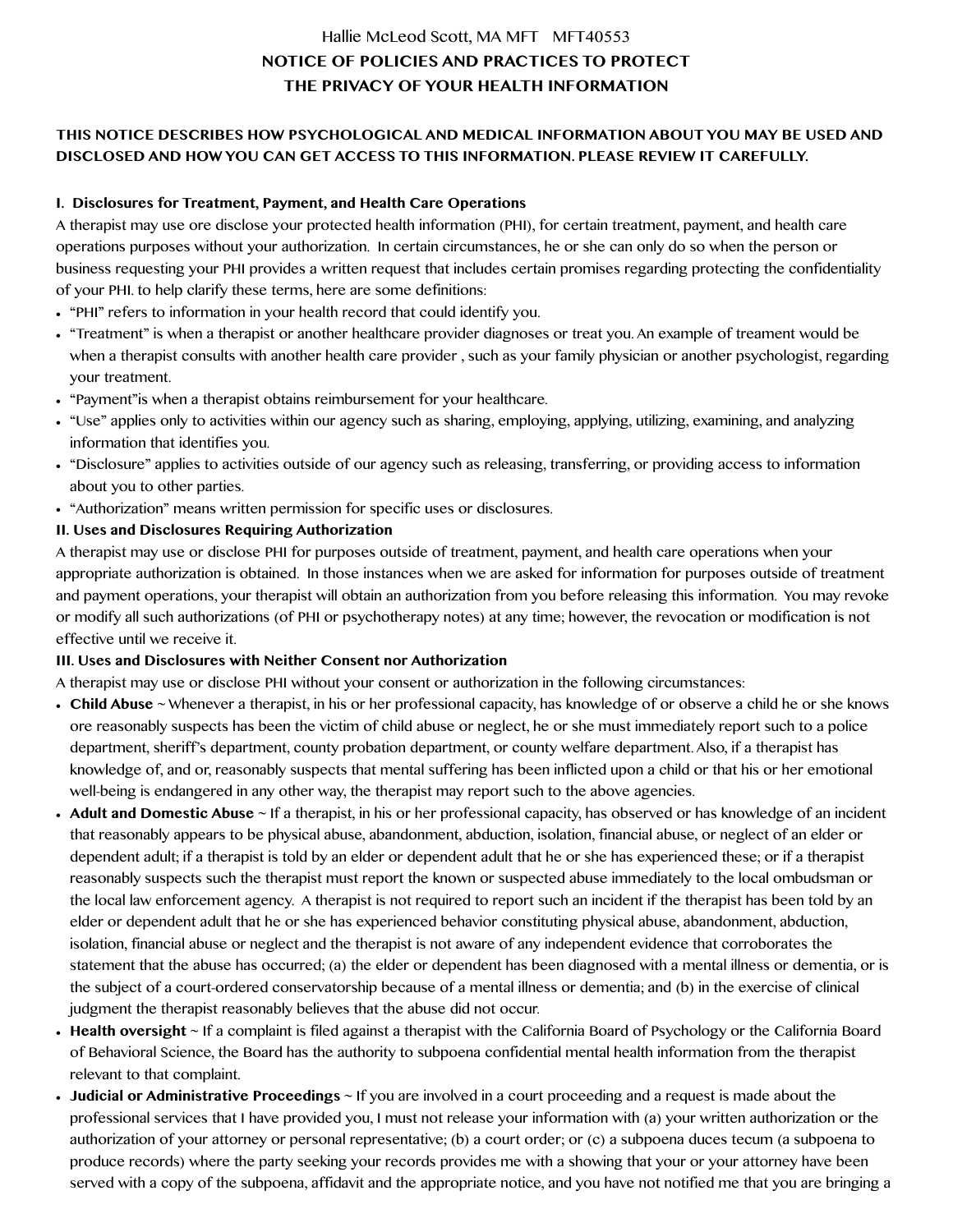Hallie McLeod Scott, MA MFT    MFT40553

# NOTICE OF POLICIES AND PRACTICES TO PROTECT THE PRIVACY OF YOUR HEALTH INFORMATION

**THIS NOTICE DESCRIBES HOW PSYCHOLOGICAL AND MEDICAL INFORMATION ABOUT YOU MAY BE USED AND DISCLOSED AND HOW YOU CAN GET ACCESS TO THIS INFORMATION. PLEASE REVIEW IT CAREFULLY.**

## I. Disclosures for Treatment, Payment, and Health Care Operations

A therapist may use ore disclose your protected health information (PHI), for certain treatment, payment, and health care operations purposes without your authorization. In certain circumstances, he or she can only do so when the person or business requesting your PHI provides a written request that includes certain promises regarding protecting the confidentiality of your PHI. to help clarify these terms, here are some definitions:

- "PHI" refers to information in your health record that could identify you.
- "Treatment" is when a therapist or another healthcare provider diagnoses or treat you. An example of treament would be when a therapist consults with another health care provider , such as your family physician or another psychologist, regarding your treatment.
- "Payment"is when a therapist obtains reimbursement for your healthcare.
- "Use" applies only to activities within our agency such as sharing, employing, applying, utilizing, examining, and analyzing information that identifies you.
- "Disclosure" applies to activities outside of our agency such as releasing, transferring, or providing access to information about you to other parties.
- "Authorization" means written permission for specific uses or disclosures.

## II. Uses and Disclosures Requiring Authorization

A therapist may use or disclose PHI for purposes outside of treatment, payment, and health care operations when your appropriate authorization is obtained. In those instances when we are asked for information for purposes outside of treatment and payment operations, your therapist will obtain an authorization from you before releasing this information. You may revoke or modify all such authorizations (of PHI or psychotherapy notes) at any time; however, the revocation or modification is not effective until we receive it.

## III. Uses and Disclosures with Neither Consent nor Authorization

A therapist may use or disclose PHI without your consent or authorization in the following circumstances:

- **Child Abuse** ~ Whenever a therapist, in his or her professional capacity, has knowledge of or observe a child he or she knows ore reasonably suspects has been the victim of child abuse or neglect, he or she must immediately report such to a police department, sheriff's department, county probation department, or county welfare department. Also, if a therapist has knowledge of, and or, reasonably suspects that mental suffering has been inflicted upon a child or that his or her emotional well-being is endangered in any other way, the therapist may report such to the above agencies.
- **Adult and Domestic Abuse** ~ If a therapist, in his or her professional capacity, has observed or has knowledge of an incident that reasonably appears to be physical abuse, abandonment, abduction, isolation, financial abuse, or neglect of an elder or dependent adult; if a therapist is told by an elder or dependent adult that he or she has experienced these; or if a therapist reasonably suspects such the therapist must report the known or suspected abuse immediately to the local ombudsman or the local law enforcement agency. A therapist is not required to report such an incident if the therapist has been told by an elder or dependent adult that he or she has experienced behavior constituting physical abuse, abandonment, abduction, isolation, financial abuse or neglect and the therapist is not aware of any independent evidence that corroborates the statement that the abuse has occurred; (a) the elder or dependent has been diagnosed with a mental illness or dementia, or is the subject of a court-ordered conservatorship because of a mental illness or dementia; and (b) in the exercise of clinical judgment the therapist reasonably believes that the abuse did not occur.
- **Health oversight** ~ If a complaint is filed against a therapist with the California Board of Psychology or the California Board of Behavioral Science, the Board has the authority to subpoena confidential mental health information from the therapist relevant to that complaint.
- **Judicial or Administrative Proceedings** ~ If you are involved in a court proceeding and a request is made about the professional services that I have provided you, I must not release your information with (a) your written authorization or the authorization of your attorney or personal representative; (b) a court order; or (c) a subpoena duces tecum (a subpoena to produce records) where the party seeking your records provides me with a showing that your or your attorney have been served with a copy of the subpoena, affidavit and the appropriate notice, and you have not notified me that you are bringing a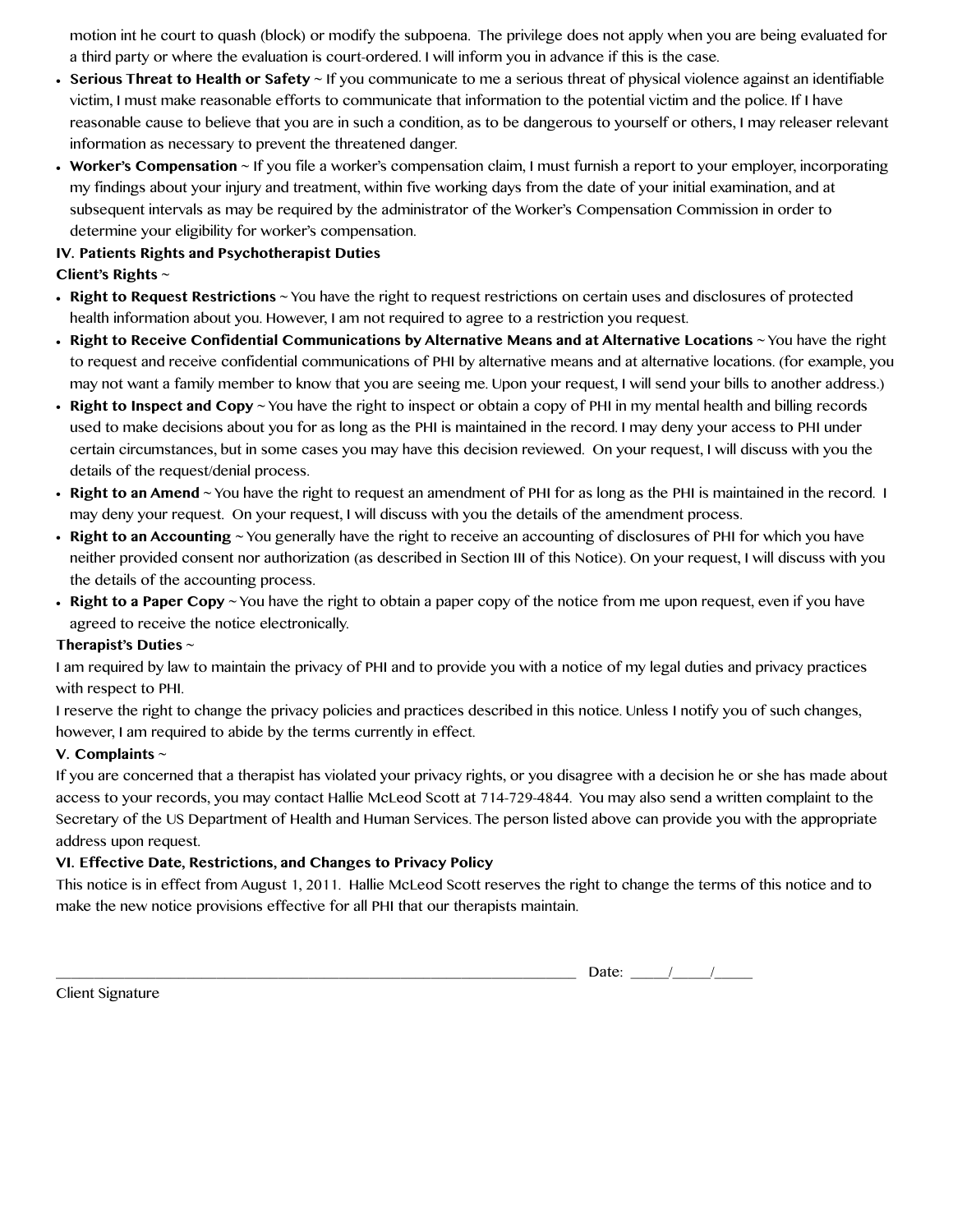motion int he court to quash (block) or modify the subpoena. The privilege does not apply when you are being evaluated for a third party or where the evaluation is court-ordered. I will inform you in advance if this is the case.

- **Serious Threat to Health or Safety** ~ If you communicate to me a serious threat of physical violence against an identifiable victim, I must make reasonable efforts to communicate that information to the potential victim and the police. If I have reasonable cause to believe that you are in such a condition, as to be dangerous to yourself or others, I may releaser relevant information as necessary to prevent the threatened danger.
- **Worker's Compensation** ~ If you file a worker's compensation claim, I must furnish a report to your employer, incorporating my findings about your injury and treatment, within five working days from the date of your initial examination, and at subsequent intervals as may be required by the administrator of the Worker's Compensation Commission in order to determine your eligibility for worker's compensation.

**IV. Patients Rights and Psychotherapist Duties**

**Client's Rights ~**

- **Right to Request Restrictions** ~ You have the right to request restrictions on certain uses and disclosures of protected health information about you. However, I am not required to agree to a restriction you request.
- **Right to Receive Confidential Communications by Alternative Means and at Alternative Locations** ~ You have the right to request and receive confidential communications of PHI by alternative means and at alternative locations. (for example, you may not want a family member to know that you are seeing me. Upon your request, I will send your bills to another address.)
- **Right to Inspect and Copy** ~ You have the right to inspect or obtain a copy of PHI in my mental health and billing records used to make decisions about you for as long as the PHI is maintained in the record. I may deny your access to PHI under certain circumstances, but in some cases you may have this decision reviewed. On your request, I will discuss with you the details of the request/denial process.
- **Right to an Amend** ~ You have the right to request an amendment of PHI for as long as the PHI is maintained in the record. I may deny your request. On your request, I will discuss with you the details of the amendment process.
- **Right to an Accounting** ~ You generally have the right to receive an accounting of disclosures of PHI for which you have neither provided consent nor authorization (as described in Section III of this Notice). On your request, I will discuss with you the details of the accounting process.
- **Right to a Paper Copy** ~ You have the right to obtain a paper copy of the notice from me upon request, even if you have agreed to receive the notice electronically.

**Therapist's Duties ~**

I am required by law to maintain the privacy of PHI and to provide you with a notice of my legal duties and privacy practices with respect to PHI.

I reserve the right to change the privacy policies and practices described in this notice. Unless I notify you of such changes, however, I am required to abide by the terms currently in effect.

**V. Complaints ~**

If you are concerned that a therapist has violated your privacy rights, or you disagree with a decision he or she has made about access to your records, you may contact Hallie McLeod Scott at 714-729-4844. You may also send a written complaint to the Secretary of the US Department of Health and Human Services. The person listed above can provide you with the appropriate address upon request.

**VI. Effective Date, Restrictions, and Changes to Privacy Policy**

This notice is in effect from August 1, 2011. Hallie McLeod Scott reserves the right to change the terms of this notice and to make the new notice provisions effective for all PHI that our therapists maintain.

_______________________________________________ Date: _____/_____/_____

Client Signature